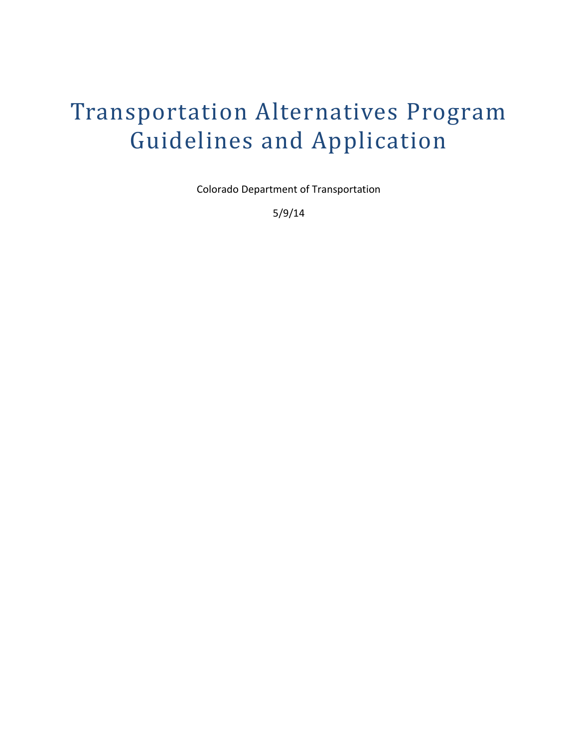# Transportation Alternatives Program Guidelines and Application

Colorado Department of Transportation

5/9/14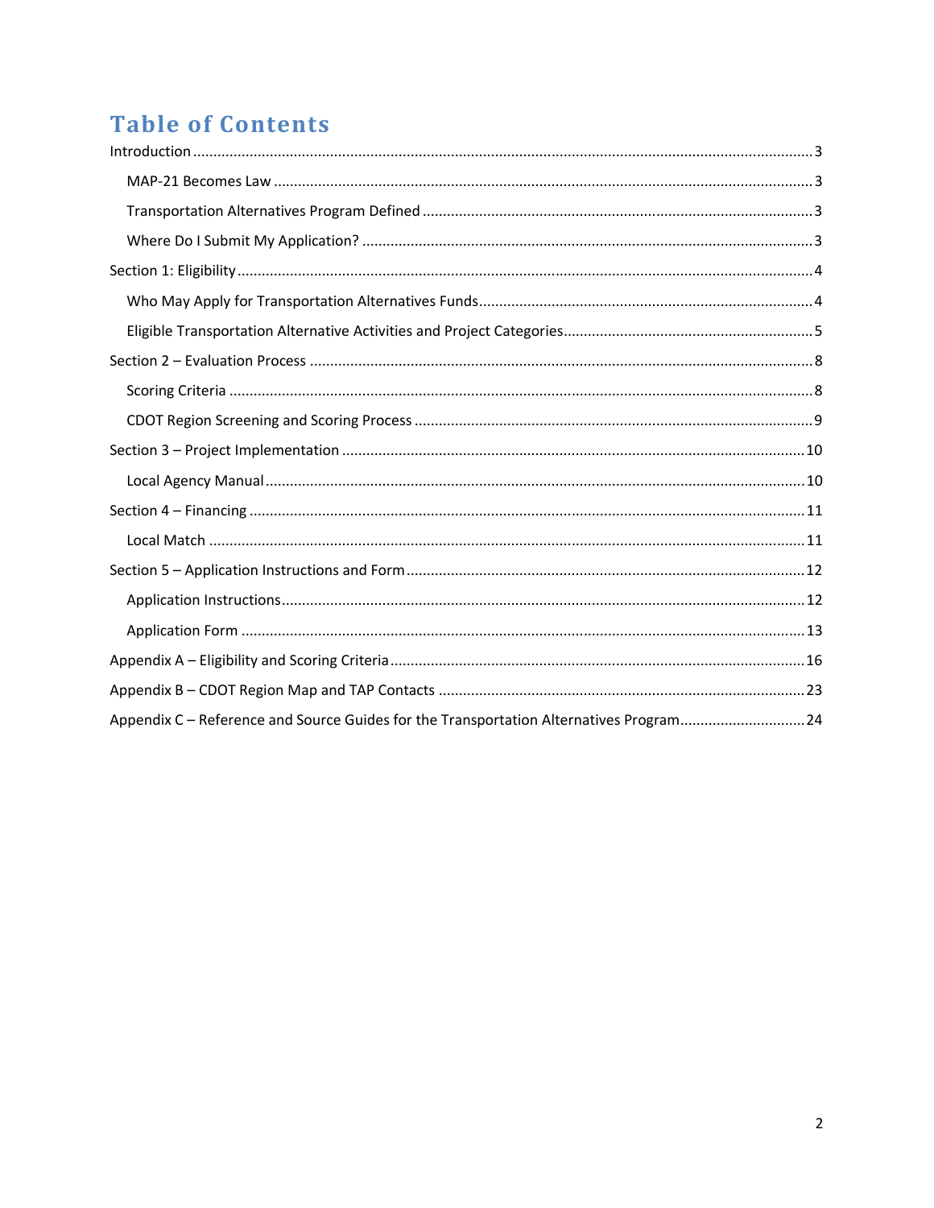# Table of Contents

Introduction ... 3

- MAP-21 Becomes Law ... 3
- Transportation Alternatives Program Defined ... 3
- Where Do I Submit My Application? ... 3

Section 1: Eligibility ... 4

- Who May Apply for Transportation Alternatives Funds ... 4
- Eligible Transportation Alternative Activities and Project Categories ... 5

Section 2 – Evaluation Process ... 8

- Scoring Criteria ... 8
- CDOT Region Screening and Scoring Process ... 9

Section 3 – Project Implementation ... 10

- Local Agency Manual ... 10

Section 4 – Financing ... 11

- Local Match ... 11

Section 5 – Application Instructions and Form ... 12

- Application Instructions ... 12
- Application Form ... 13

Appendix A – Eligibility and Scoring Criteria ... 16

Appendix B – CDOT Region Map and TAP Contacts ... 23

Appendix C – Reference and Source Guides for the Transportation Alternatives Program ... 24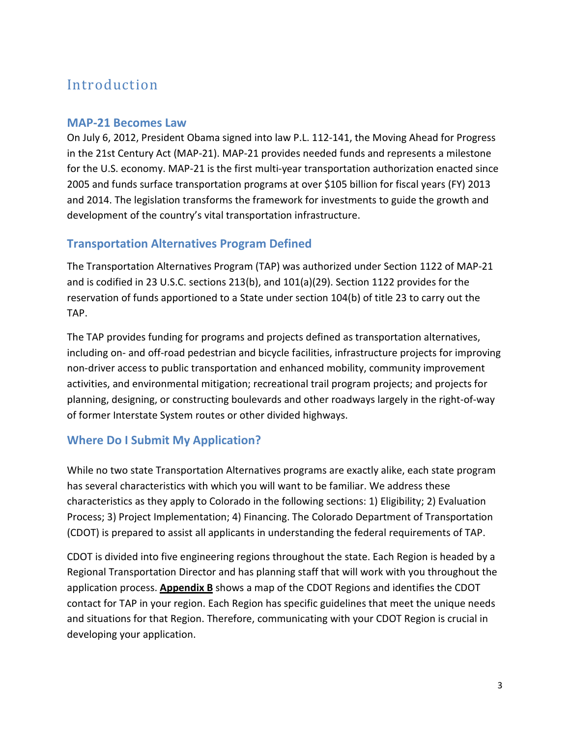# Introduction

## MAP-21 Becomes Law

On July 6, 2012, President Obama signed into law P.L. 112-141, the Moving Ahead for Progress in the 21st Century Act (MAP-21). MAP-21 provides needed funds and represents a milestone for the U.S. economy. MAP-21 is the first multi-year transportation authorization enacted since 2005 and funds surface transportation programs at over $105 billion for fiscal years (FY) 2013 and 2014. The legislation transforms the framework for investments to guide the growth and development of the country's vital transportation infrastructure.

## Transportation Alternatives Program Defined

The Transportation Alternatives Program (TAP) was authorized under Section 1122 of MAP-21 and is codified in 23 U.S.C. sections 213(b), and 101(a)(29). Section 1122 provides for the reservation of funds apportioned to a State under section 104(b) of title 23 to carry out the TAP.

The TAP provides funding for programs and projects defined as transportation alternatives, including on- and off-road pedestrian and bicycle facilities, infrastructure projects for improving non-driver access to public transportation and enhanced mobility, community improvement activities, and environmental mitigation; recreational trail program projects; and projects for planning, designing, or constructing boulevards and other roadways largely in the right-of-way of former Interstate System routes or other divided highways.

## Where Do I Submit My Application?

While no two state Transportation Alternatives programs are exactly alike, each state program has several characteristics with which you will want to be familiar. We address these characteristics as they apply to Colorado in the following sections: 1) Eligibility; 2) Evaluation Process; 3) Project Implementation; 4) Financing. The Colorado Department of Transportation (CDOT) is prepared to assist all applicants in understanding the federal requirements of TAP.

CDOT is divided into five engineering regions throughout the state. Each Region is headed by a Regional Transportation Director and has planning staff that will work with you throughout the application process. **Appendix B** shows a map of the CDOT Regions and identifies the CDOT contact for TAP in your region. Each Region has specific guidelines that meet the unique needs and situations for that Region. Therefore, communicating with your CDOT Region is crucial in developing your application.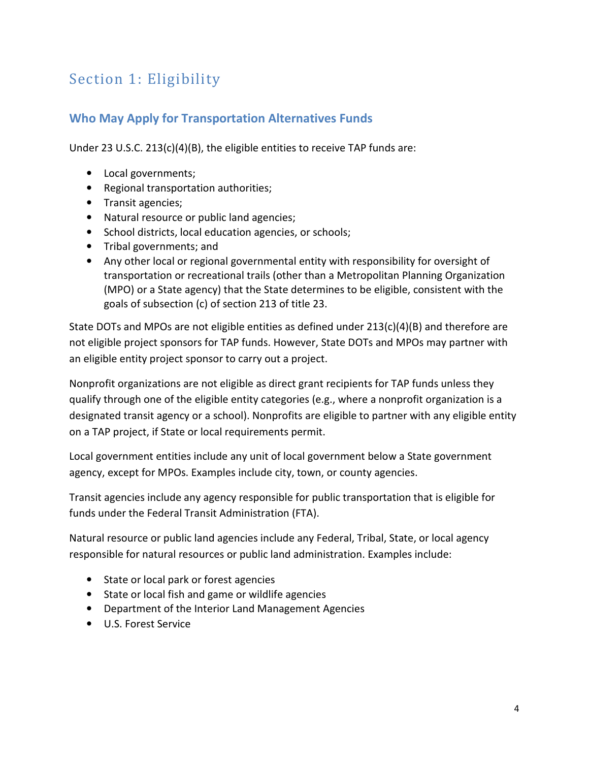# Section 1: Eligibility

## Who May Apply for Transportation Alternatives Funds

Under 23 U.S.C. 213(c)(4)(B), the eligible entities to receive TAP funds are:

- Local governments;
- Regional transportation authorities;
- Transit agencies;
- Natural resource or public land agencies;
- School districts, local education agencies, or schools;
- Tribal governments; and
- Any other local or regional governmental entity with responsibility for oversight of transportation or recreational trails (other than a Metropolitan Planning Organization (MPO) or a State agency) that the State determines to be eligible, consistent with the goals of subsection (c) of section 213 of title 23.

State DOTs and MPOs are not eligible entities as defined under 213(c)(4)(B) and therefore are not eligible project sponsors for TAP funds. However, State DOTs and MPOs may partner with an eligible entity project sponsor to carry out a project.

Nonprofit organizations are not eligible as direct grant recipients for TAP funds unless they qualify through one of the eligible entity categories (e.g., where a nonprofit organization is a designated transit agency or a school). Nonprofits are eligible to partner with any eligible entity on a TAP project, if State or local requirements permit.

Local government entities include any unit of local government below a State government agency, except for MPOs. Examples include city, town, or county agencies.

Transit agencies include any agency responsible for public transportation that is eligible for funds under the Federal Transit Administration (FTA).

Natural resource or public land agencies include any Federal, Tribal, State, or local agency responsible for natural resources or public land administration. Examples include:

- State or local park or forest agencies
- State or local fish and game or wildlife agencies
- Department of the Interior Land Management Agencies
- U.S. Forest Service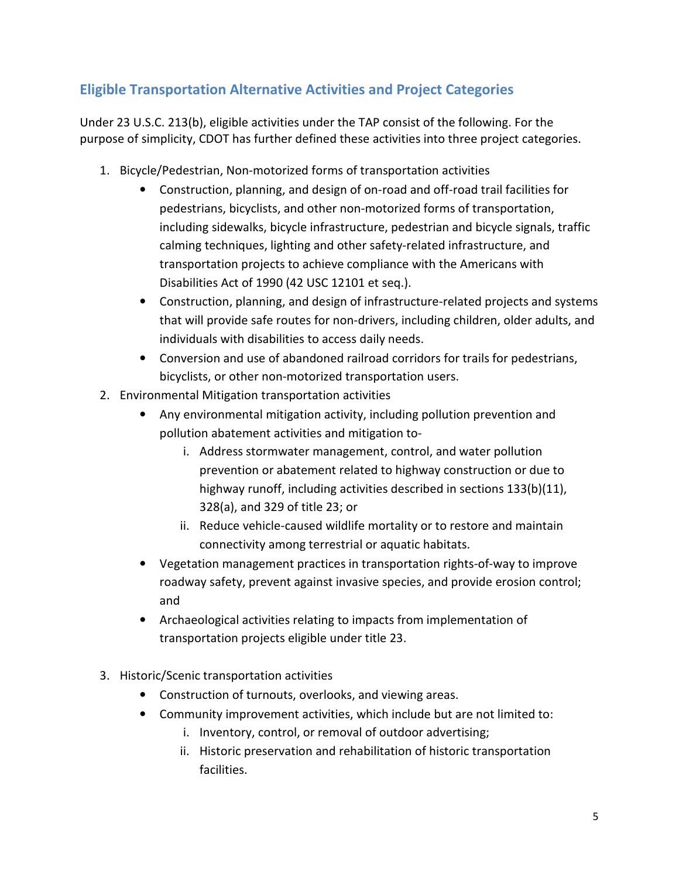## Eligible Transportation Alternative Activities and Project Categories

Under 23 U.S.C. 213(b), eligible activities under the TAP consist of the following. For the purpose of simplicity, CDOT has further defined these activities into three project categories.

1. Bicycle/Pedestrian, Non-motorized forms of transportation activities
    - Construction, planning, and design of on-road and off-road trail facilities for pedestrians, bicyclists, and other non-motorized forms of transportation, including sidewalks, bicycle infrastructure, pedestrian and bicycle signals, traffic calming techniques, lighting and other safety-related infrastructure, and transportation projects to achieve compliance with the Americans with Disabilities Act of 1990 (42 USC 12101 et seq.).
    - Construction, planning, and design of infrastructure-related projects and systems that will provide safe routes for non-drivers, including children, older adults, and individuals with disabilities to access daily needs.
    - Conversion and use of abandoned railroad corridors for trails for pedestrians, bicyclists, or other non-motorized transportation users.
2. Environmental Mitigation transportation activities
    - Any environmental mitigation activity, including pollution prevention and pollution abatement activities and mitigation to-
        1. Address stormwater management, control, and water pollution prevention or abatement related to highway construction or due to highway runoff, including activities described in sections 133(b)(11), 328(a), and 329 of title 23; or
        2. Reduce vehicle-caused wildlife mortality or to restore and maintain connectivity among terrestrial or aquatic habitats.
    - Vegetation management practices in transportation rights-of-way to improve roadway safety, prevent against invasive species, and provide erosion control; and
    - Archaeological activities relating to impacts from implementation of transportation projects eligible under title 23.
3. Historic/Scenic transportation activities
    - Construction of turnouts, overlooks, and viewing areas.
    - Community improvement activities, which include but are not limited to:
        1. Inventory, control, or removal of outdoor advertising;
        2. Historic preservation and rehabilitation of historic transportation facilities.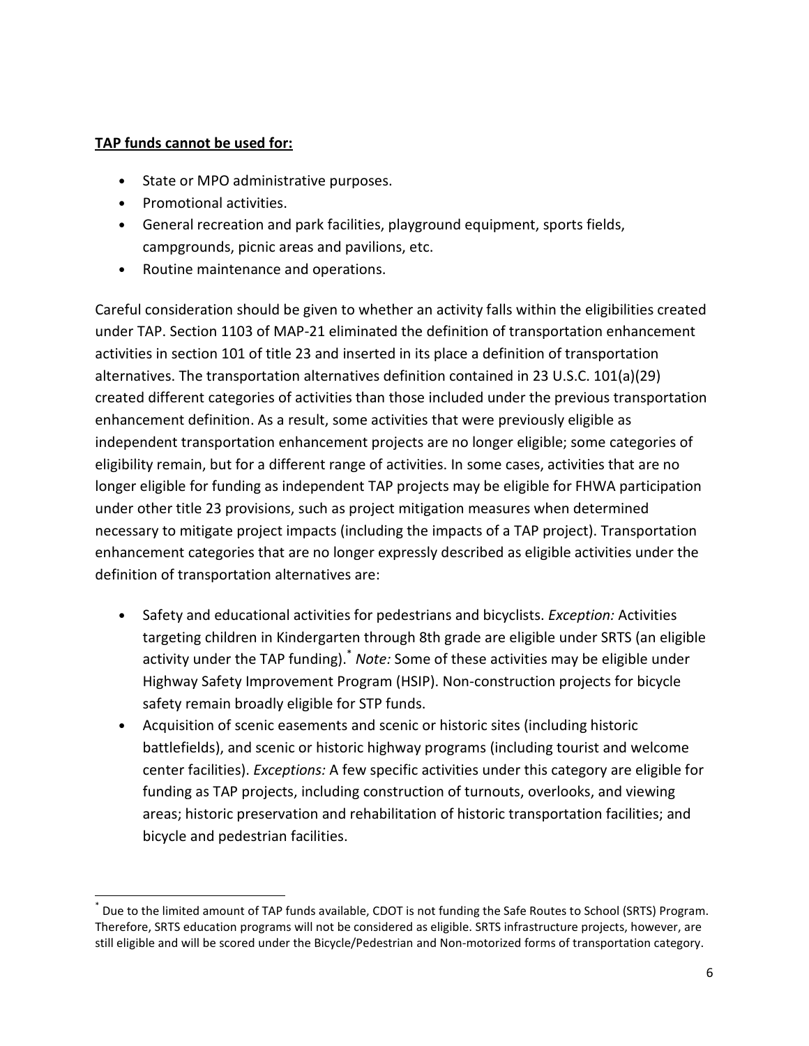**TAP funds cannot be used for:**

- State or MPO administrative purposes.
- Promotional activities.
- General recreation and park facilities, playground equipment, sports fields, campgrounds, picnic areas and pavilions, etc.
- Routine maintenance and operations.

Careful consideration should be given to whether an activity falls within the eligibilities created under TAP. Section 1103 of MAP-21 eliminated the definition of transportation enhancement activities in section 101 of title 23 and inserted in its place a definition of transportation alternatives. The transportation alternatives definition contained in 23 U.S.C. 101(a)(29) created different categories of activities than those included under the previous transportation enhancement definition. As a result, some activities that were previously eligible as independent transportation enhancement projects are no longer eligible; some categories of eligibility remain, but for a different range of activities. In some cases, activities that are no longer eligible for funding as independent TAP projects may be eligible for FHWA participation under other title 23 provisions, such as project mitigation measures when determined necessary to mitigate project impacts (including the impacts of a TAP project). Transportation enhancement categories that are no longer expressly described as eligible activities under the definition of transportation alternatives are:

- Safety and educational activities for pedestrians and bicyclists. *Exception:* Activities targeting children in Kindergarten through 8th grade are eligible under SRTS (an eligible activity under the TAP funding).[*] *Note:* Some of these activities may be eligible under Highway Safety Improvement Program (HSIP). Non-construction projects for bicycle safety remain broadly eligible for STP funds.
- Acquisition of scenic easements and scenic or historic sites (including historic battlefields), and scenic or historic highway programs (including tourist and welcome center facilities). *Exceptions:* A few specific activities under this category are eligible for funding as TAP projects, including construction of turnouts, overlooks, and viewing areas; historic preservation and rehabilitation of historic transportation facilities; and bicycle and pedestrian facilities.

[*] Due to the limited amount of TAP funds available, CDOT is not funding the Safe Routes to School (SRTS) Program. Therefore, SRTS education programs will not be considered as eligible. SRTS infrastructure projects, however, are still eligible and will be scored under the Bicycle/Pedestrian and Non-motorized forms of transportation category.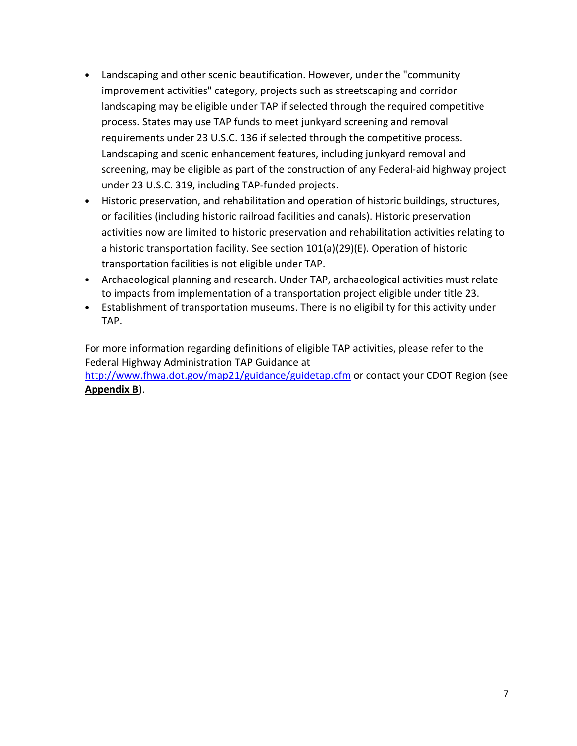- Landscaping and other scenic beautification. However, under the "community improvement activities" category, projects such as streetscaping and corridor landscaping may be eligible under TAP if selected through the required competitive process. States may use TAP funds to meet junkyard screening and removal requirements under 23 U.S.C. 136 if selected through the competitive process. Landscaping and scenic enhancement features, including junkyard removal and screening, may be eligible as part of the construction of any Federal-aid highway project under 23 U.S.C. 319, including TAP-funded projects.
- Historic preservation, and rehabilitation and operation of historic buildings, structures, or facilities (including historic railroad facilities and canals). Historic preservation activities now are limited to historic preservation and rehabilitation activities relating to a historic transportation facility. See section 101(a)(29)(E). Operation of historic transportation facilities is not eligible under TAP.
- Archaeological planning and research. Under TAP, archaeological activities must relate to impacts from implementation of a transportation project eligible under title 23.
- Establishment of transportation museums. There is no eligibility for this activity under TAP.

For more information regarding definitions of eligible TAP activities, please refer to the Federal Highway Administration TAP Guidance at [http://www.fhwa.dot.gov/map21/guidance/guidetap.cfm](http://www.fhwa.dot.gov/map21/guidance/guidetap.cfm) or contact your CDOT Region (see **Appendix B**).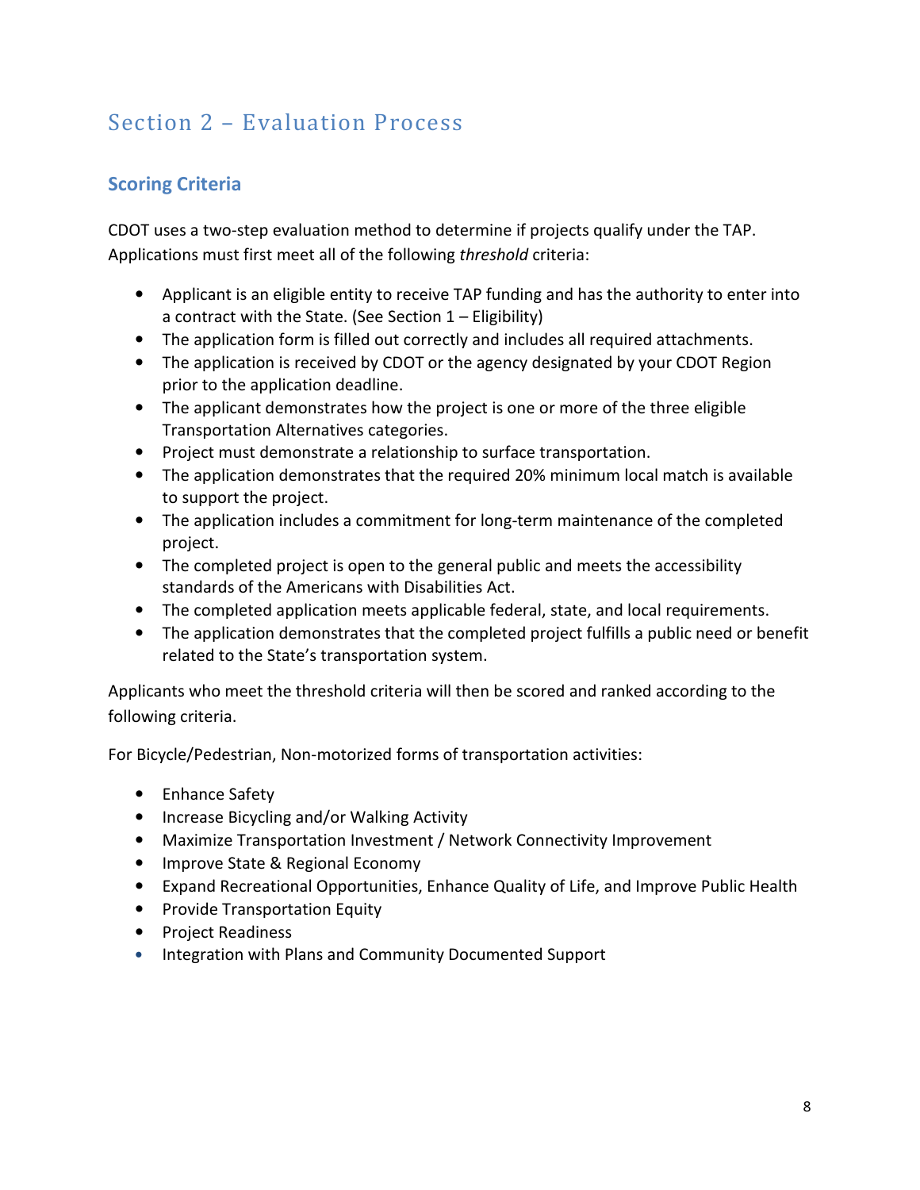# Section 2 – Evaluation Process

## Scoring Criteria

CDOT uses a two-step evaluation method to determine if projects qualify under the TAP. Applications must first meet all of the following *threshold* criteria:

- Applicant is an eligible entity to receive TAP funding and has the authority to enter into a contract with the State. (See Section 1 – Eligibility)
- The application form is filled out correctly and includes all required attachments.
- The application is received by CDOT or the agency designated by your CDOT Region prior to the application deadline.
- The applicant demonstrates how the project is one or more of the three eligible Transportation Alternatives categories.
- Project must demonstrate a relationship to surface transportation.
- The application demonstrates that the required 20% minimum local match is available to support the project.
- The application includes a commitment for long-term maintenance of the completed project.
- The completed project is open to the general public and meets the accessibility standards of the Americans with Disabilities Act.
- The completed application meets applicable federal, state, and local requirements.
- The application demonstrates that the completed project fulfills a public need or benefit related to the State's transportation system.

Applicants who meet the threshold criteria will then be scored and ranked according to the following criteria.

For Bicycle/Pedestrian, Non-motorized forms of transportation activities:

- Enhance Safety
- Increase Bicycling and/or Walking Activity
- Maximize Transportation Investment / Network Connectivity Improvement
- Improve State & Regional Economy
- Expand Recreational Opportunities, Enhance Quality of Life, and Improve Public Health
- Provide Transportation Equity
- Project Readiness
- Integration with Plans and Community Documented Support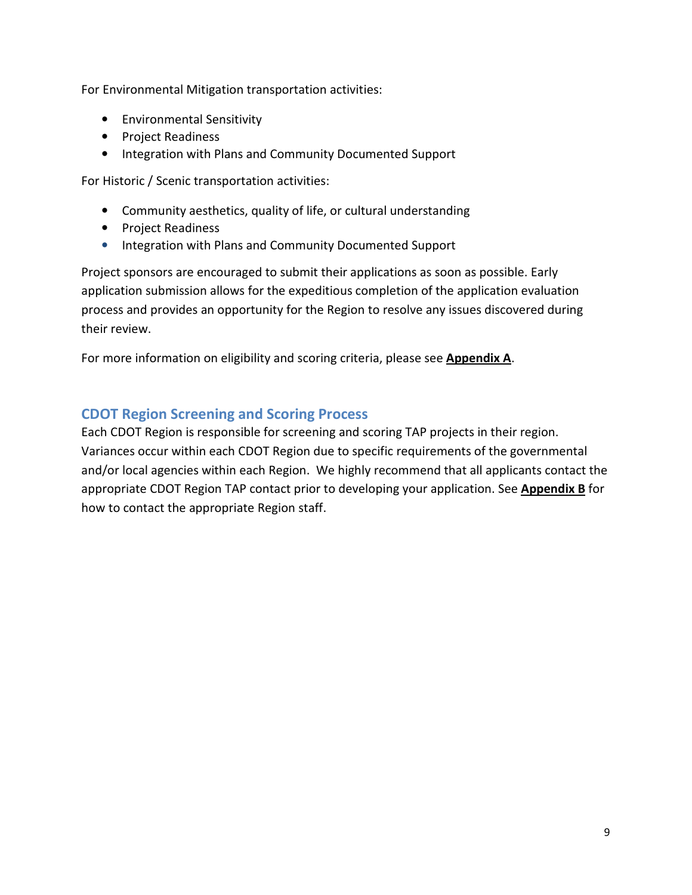For Environmental Mitigation transportation activities:

- Environmental Sensitivity
- Project Readiness
- Integration with Plans and Community Documented Support

For Historic / Scenic transportation activities:

- Community aesthetics, quality of life, or cultural understanding
- Project Readiness
- Integration with Plans and Community Documented Support

Project sponsors are encouraged to submit their applications as soon as possible. Early application submission allows for the expeditious completion of the application evaluation process and provides an opportunity for the Region to resolve any issues discovered during their review.

For more information on eligibility and scoring criteria, please see **Appendix A**.

## CDOT Region Screening and Scoring Process

Each CDOT Region is responsible for screening and scoring TAP projects in their region. Variances occur within each CDOT Region due to specific requirements of the governmental and/or local agencies within each Region. We highly recommend that all applicants contact the appropriate CDOT Region TAP contact prior to developing your application. See **Appendix B** for how to contact the appropriate Region staff.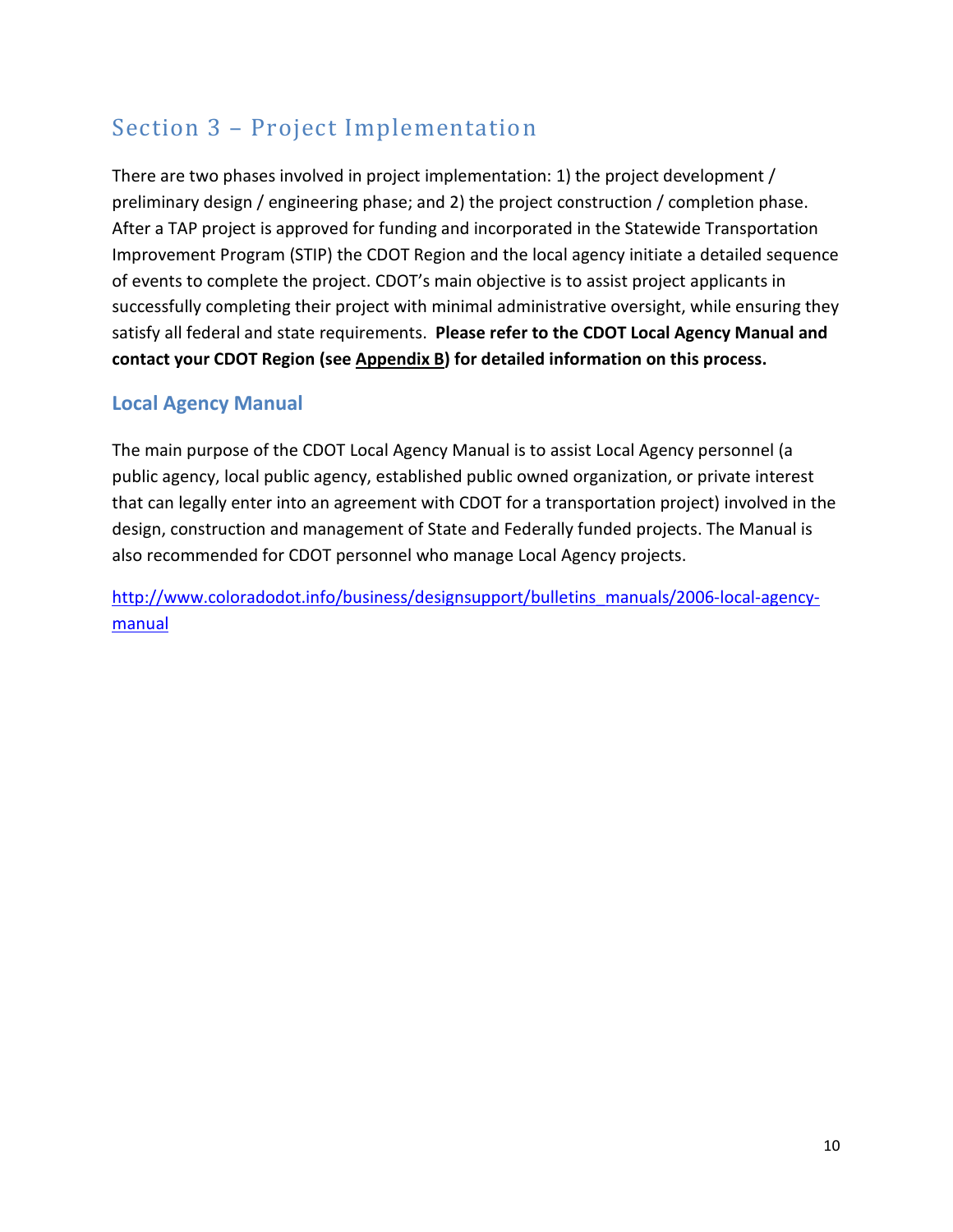## Section 3 – Project Implementation

There are two phases involved in project implementation: 1) the project development / preliminary design / engineering phase; and 2) the project construction / completion phase. After a TAP project is approved for funding and incorporated in the Statewide Transportation Improvement Program (STIP) the CDOT Region and the local agency initiate a detailed sequence of events to complete the project. CDOT's main objective is to assist project applicants in successfully completing their project with minimal administrative oversight, while ensuring they satisfy all federal and state requirements. **Please refer to the CDOT Local Agency Manual and contact your CDOT Region (see Appendix B) for detailed information on this process.**

### Local Agency Manual

The main purpose of the CDOT Local Agency Manual is to assist Local Agency personnel (a public agency, local public agency, established public owned organization, or private interest that can legally enter into an agreement with CDOT for a transportation project) involved in the design, construction and management of State and Federally funded projects. The Manual is also recommended for CDOT personnel who manage Local Agency projects.

http://www.coloradodot.info/business/designsupport/bulletins_manuals/2006-local-agency-manual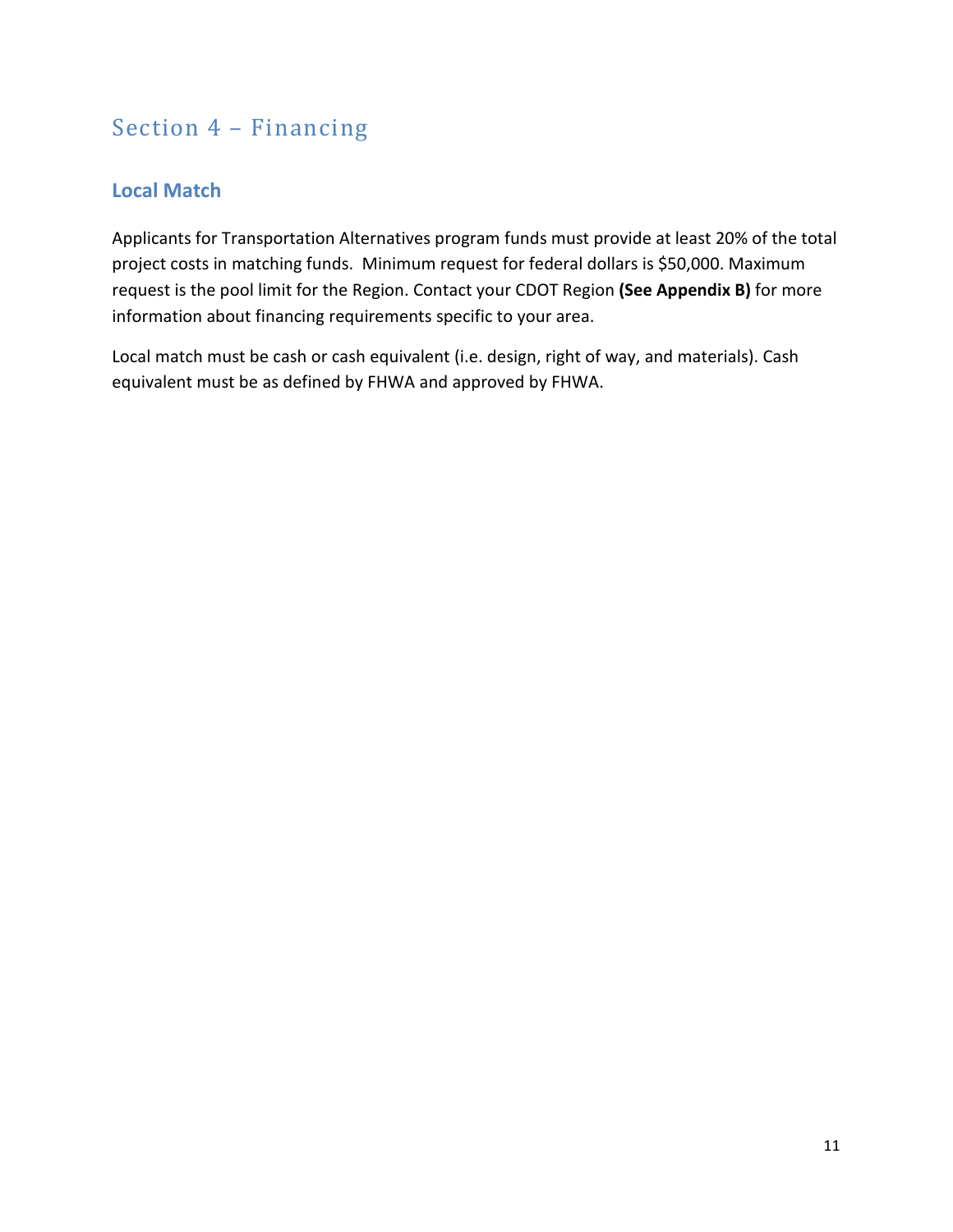# Section 4 – Financing

## Local Match

Applicants for Transportation Alternatives program funds must provide at least 20% of the total project costs in matching funds. Minimum request for federal dollars is $50,000. Maximum request is the pool limit for the Region. Contact your CDOT Region **(See Appendix B)** for more information about financing requirements specific to your area.

Local match must be cash or cash equivalent (i.e. design, right of way, and materials). Cash equivalent must be as defined by FHWA and approved by FHWA.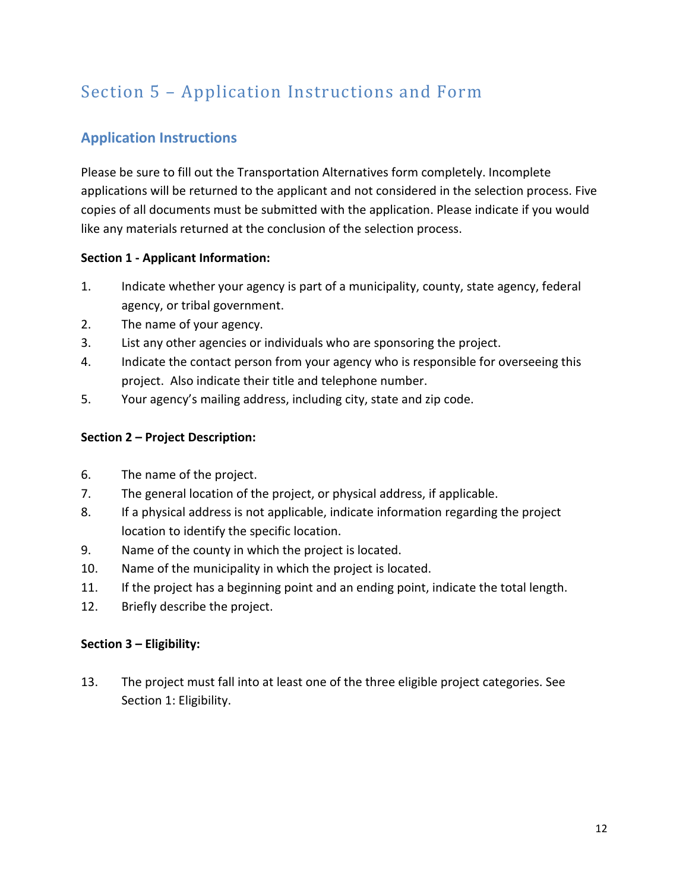# Section 5 – Application Instructions and Form

## Application Instructions

Please be sure to fill out the Transportation Alternatives form completely. Incomplete applications will be returned to the applicant and not considered in the selection process. Five copies of all documents must be submitted with the application. Please indicate if you would like any materials returned at the conclusion of the selection process.

**Section 1 - Applicant Information:**

1. Indicate whether your agency is part of a municipality, county, state agency, federal agency, or tribal government.
2. The name of your agency.
3. List any other agencies or individuals who are sponsoring the project.
4. Indicate the contact person from your agency who is responsible for overseeing this project. Also indicate their title and telephone number.
5. Your agency's mailing address, including city, state and zip code.

**Section 2 – Project Description:**

6. The name of the project.
7. The general location of the project, or physical address, if applicable.
8. If a physical address is not applicable, indicate information regarding the project location to identify the specific location.
9. Name of the county in which the project is located.
10. Name of the municipality in which the project is located.
11. If the project has a beginning point and an ending point, indicate the total length.
12. Briefly describe the project.

**Section 3 – Eligibility:**

13. The project must fall into at least one of the three eligible project categories. See Section 1: Eligibility.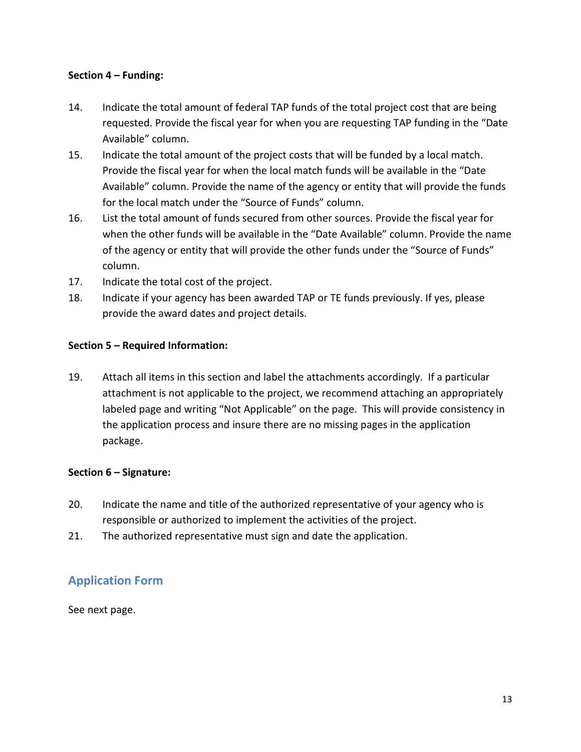**Section 4 – Funding:**

14. Indicate the total amount of federal TAP funds of the total project cost that are being requested. Provide the fiscal year for when you are requesting TAP funding in the "Date Available" column.
15. Indicate the total amount of the project costs that will be funded by a local match. Provide the fiscal year for when the local match funds will be available in the "Date Available" column. Provide the name of the agency or entity that will provide the funds for the local match under the "Source of Funds" column.
16. List the total amount of funds secured from other sources. Provide the fiscal year for when the other funds will be available in the "Date Available" column. Provide the name of the agency or entity that will provide the other funds under the "Source of Funds" column.
17. Indicate the total cost of the project.
18. Indicate if your agency has been awarded TAP or TE funds previously. If yes, please provide the award dates and project details.

**Section 5 – Required Information:**

19. Attach all items in this section and label the attachments accordingly. If a particular attachment is not applicable to the project, we recommend attaching an appropriately labeled page and writing "Not Applicable" on the page. This will provide consistency in the application process and insure there are no missing pages in the application package.

**Section 6 – Signature:**

20. Indicate the name and title of the authorized representative of your agency who is responsible or authorized to implement the activities of the project.
21. The authorized representative must sign and date the application.

## Application Form

See next page.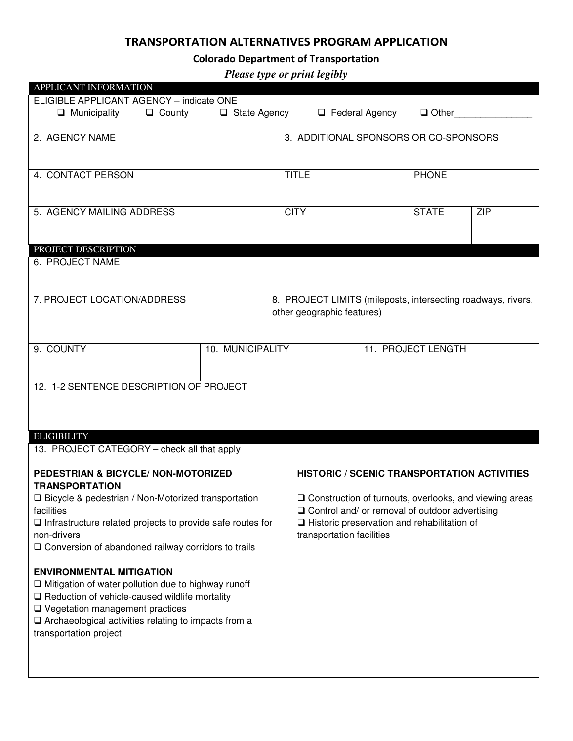# TRANSPORTATION ALTERNATIVES PROGRAM APPLICATION

**Colorado Department of Transportation**

***Please type or print legibly***

## APPLICANT INFORMATION

ELIGIBLE APPLICANT AGENCY – indicate ONE

❑ Municipality ❑ County ❑ State Agency ❑ Federal Agency ❑ Other_______________

| 2. AGENCY NAME | 3. ADDITIONAL SPONSORS OR CO-SPONSORS | | |
|---|---|---|---|
| | | | |
| 4. CONTACT PERSON | TITLE | PHONE | |
| | | | |
| 5. AGENCY MAILING ADDRESS | CITY | STATE | ZIP |
| | | | |

## PROJECT DESCRIPTION

6. PROJECT NAME

| 7. PROJECT LOCATION/ADDRESS | 8. PROJECT LIMITS (mileposts, intersecting roadways, rivers, other geographic features) |
|---|---|
| | |

| 9. COUNTY | 10. MUNICIPALITY | 11. PROJECT LENGTH |
|---|---|---|
| | | |

12. 1-2 SENTENCE DESCRIPTION OF PROJECT

## ELIGIBILITY

13. PROJECT CATEGORY – check all that apply

**PEDESTRIAN & BICYCLE/ NON-MOTORIZED TRANSPORTATION**

❑ Bicycle & pedestrian / Non-Motorized transportation facilities
❑ Infrastructure related projects to provide safe routes for non-drivers
❑ Conversion of abandoned railway corridors to trails

**ENVIRONMENTAL MITIGATION**

❑ Mitigation of water pollution due to highway runoff
❑ Reduction of vehicle-caused wildlife mortality
❑ Vegetation management practices
❑ Archaeological activities relating to impacts from a transportation project

**HISTORIC / SCENIC TRANSPORTATION ACTIVITIES**

❑ Construction of turnouts, overlooks, and viewing areas
❑ Control and/ or removal of outdoor advertising
❑ Historic preservation and rehabilitation of transportation facilities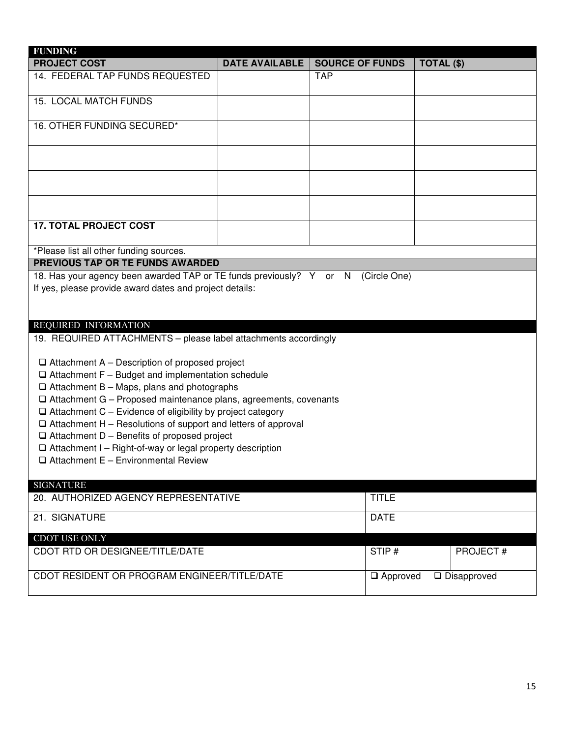## FUNDING

| PROJECT COST | DATE AVAILABLE | SOURCE OF FUNDS | TOTAL ($) |
|---|---|---|---|
| 14. FEDERAL TAP FUNDS REQUESTED | | TAP | |
| 15. LOCAL MATCH FUNDS | | | |
| 16. OTHER FUNDING SECURED* | | | |
| | | | |
| | | | |
| | | | |
| **17. TOTAL PROJECT COST** | | | |

*Please list all other funding sources.

**PREVIOUS TAP OR TE FUNDS AWARDED**

18. Has your agency been awarded TAP or TE funds previously? Y or N (Circle One)
If yes, please provide award dates and project details:

## REQUIRED INFORMATION

19. REQUIRED ATTACHMENTS – please label attachments accordingly

- ❑ Attachment A – Description of proposed project
- ❑ Attachment F – Budget and implementation schedule
- ❑ Attachment B – Maps, plans and photographs
- ❑ Attachment G – Proposed maintenance plans, agreements, covenants
- ❑ Attachment C – Evidence of eligibility by project category
- ❑ Attachment H – Resolutions of support and letters of approval
- ❑ Attachment D – Benefits of proposed project
- ❑ Attachment I – Right-of-way or legal property description
- ❑ Attachment E – Environmental Review

## SIGNATURE

| 20. AUTHORIZED AGENCY REPRESENTATIVE | TITLE |
|---|---|
| 21. SIGNATURE | DATE |

## CDOT USE ONLY

| CDOT RTD OR DESIGNEE/TITLE/DATE | STIP # | PROJECT # |
|---|---|---|
| CDOT RESIDENT OR PROGRAM ENGINEER/TITLE/DATE | ❑ Approved | ❑ Disapproved |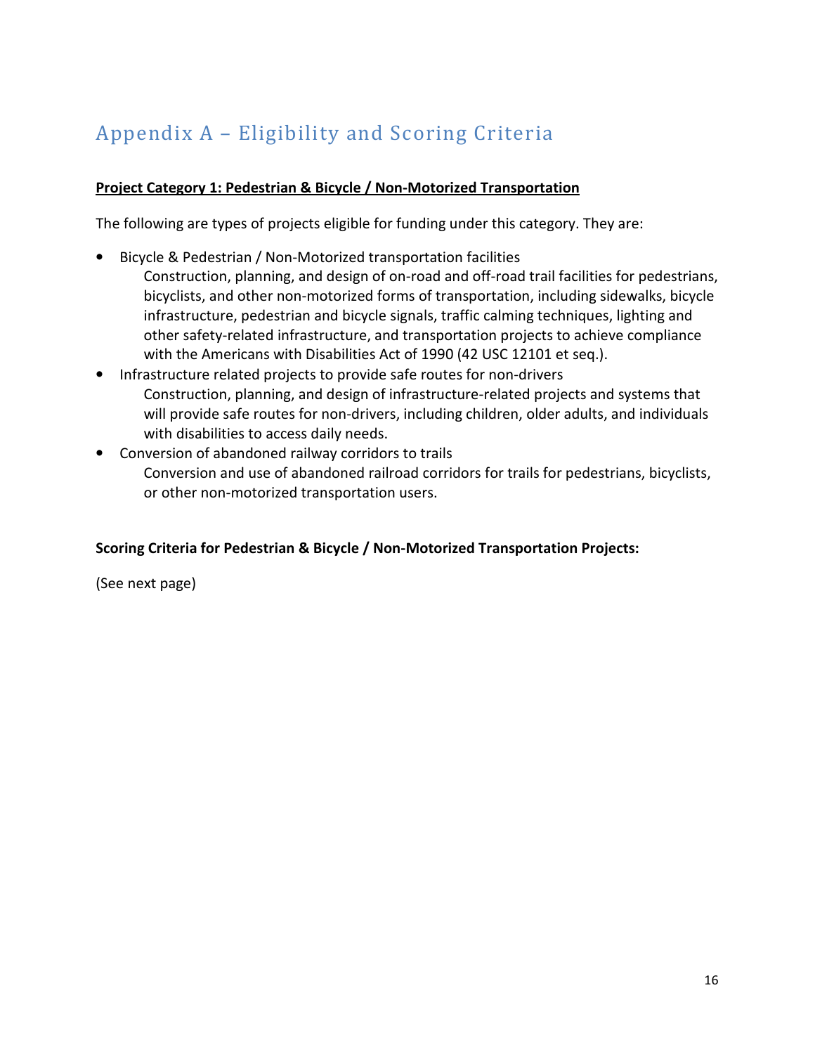# Appendix A – Eligibility and Scoring Criteria

**Project Category 1: Pedestrian & Bicycle / Non-Motorized Transportation**

The following are types of projects eligible for funding under this category. They are:

- Bicycle & Pedestrian / Non-Motorized transportation facilities
  Construction, planning, and design of on-road and off-road trail facilities for pedestrians, bicyclists, and other non-motorized forms of transportation, including sidewalks, bicycle infrastructure, pedestrian and bicycle signals, traffic calming techniques, lighting and other safety-related infrastructure, and transportation projects to achieve compliance with the Americans with Disabilities Act of 1990 (42 USC 12101 et seq.).
- Infrastructure related projects to provide safe routes for non-drivers
  Construction, planning, and design of infrastructure-related projects and systems that will provide safe routes for non-drivers, including children, older adults, and individuals with disabilities to access daily needs.
- Conversion of abandoned railway corridors to trails
  Conversion and use of abandoned railroad corridors for trails for pedestrians, bicyclists, or other non-motorized transportation users.

**Scoring Criteria for Pedestrian & Bicycle / Non-Motorized Transportation Projects:**

(See next page)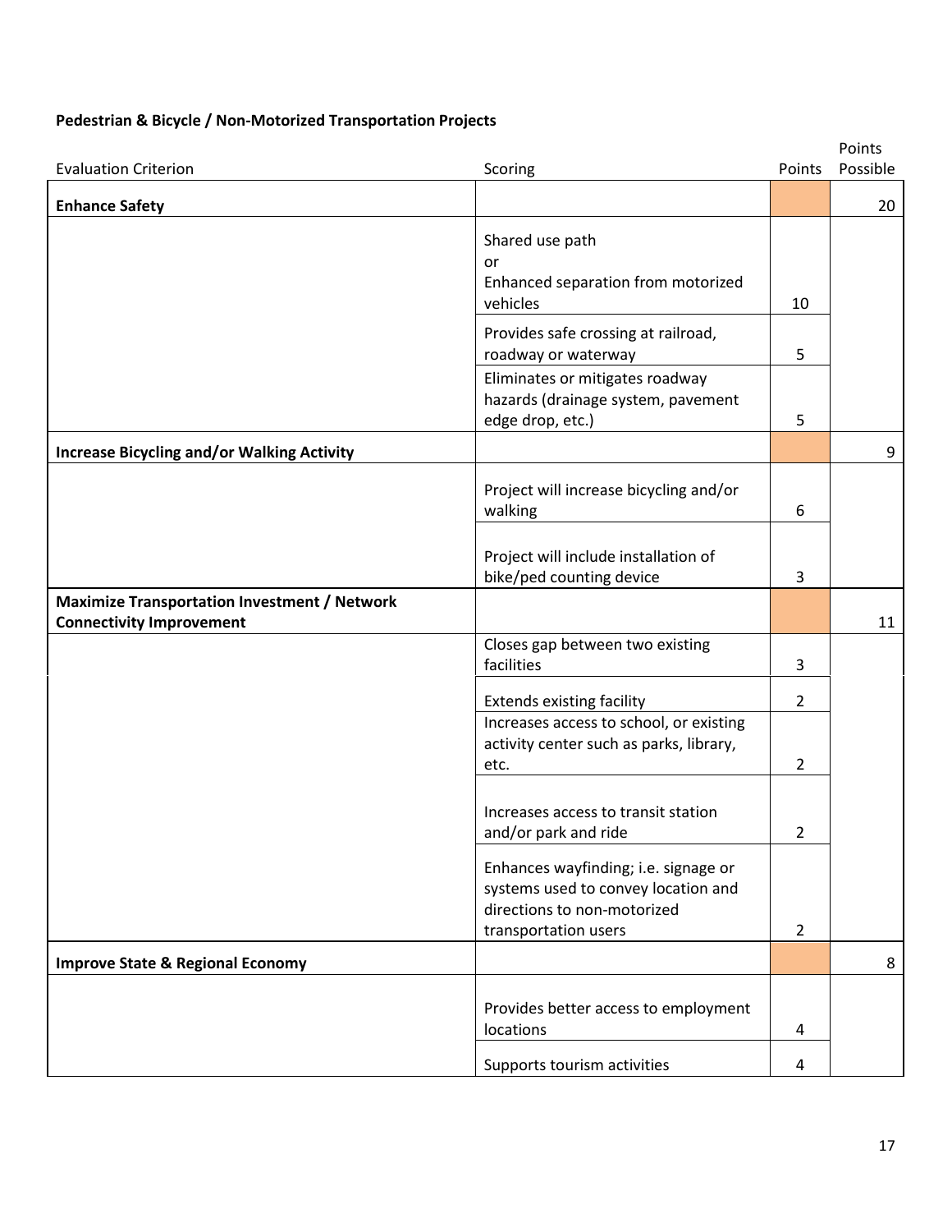**Pedestrian & Bicycle / Non-Motorized Transportation Projects**

| Evaluation Criterion | Scoring | Points | Points Possible |
|---|---|---|---|
| **Enhance Safety** | | | 20 |
| | Shared use path or Enhanced separation from motorized vehicles | 10 | |
| | Provides safe crossing at railroad, roadway or waterway | 5 | |
| | Eliminates or mitigates roadway hazards (drainage system, pavement edge drop, etc.) | 5 | |
| **Increase Bicycling and/or Walking Activity** | | | 9 |
| | Project will increase bicycling and/or walking | 6 | |
| | Project will include installation of bike/ped counting device | 3 | |
| **Maximize Transportation Investment / Network Connectivity Improvement** | | | 11 |
| | Closes gap between two existing facilities | 3 | |
| | Extends existing facility | 2 | |
| | Increases access to school, or existing activity center such as parks, library, etc. | 2 | |
| | Increases access to transit station and/or park and ride | 2 | |
| | Enhances wayfinding; i.e. signage or systems used to convey location and directions to non-motorized transportation users | 2 | |
| **Improve State & Regional Economy** | | | 8 |
| | Provides better access to employment locations | 4 | |
| | Supports tourism activities | 4 | |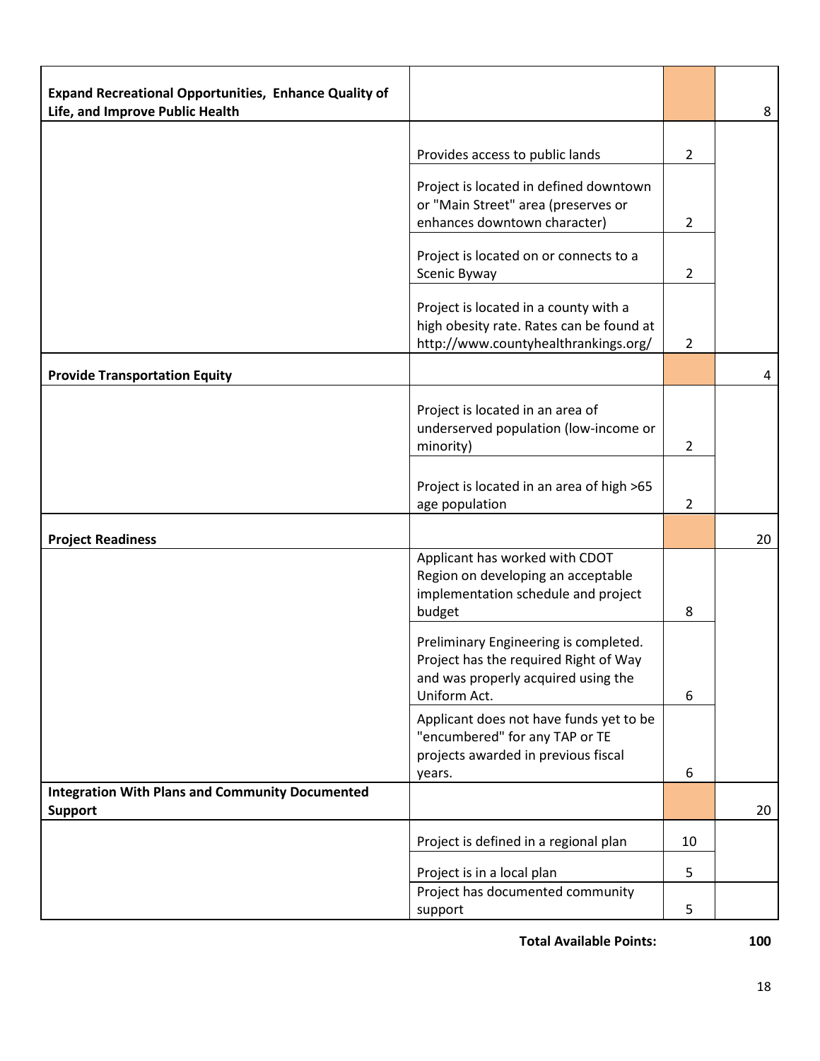| | | | |
|---|---|---|---|
| **Expand Recreational Opportunities, Enhance Quality of Life, and Improve Public Health** | | | 8 |
| | Provides access to public lands | 2 | |
| | Project is located in defined downtown or "Main Street" area (preserves or enhances downtown character) | 2 | |
| | Project is located on or connects to a Scenic Byway | 2 | |
| | Project is located in a county with a high obesity rate. Rates can be found at http://www.countyhealthrankings.org/ | 2 | |
| **Provide Transportation Equity** | | | 4 |
| | Project is located in an area of underserved population (low-income or minority) | 2 | |
| | Project is located in an area of high >65 age population | 2 | |
| **Project Readiness** | | | 20 |
| | Applicant has worked with CDOT Region on developing an acceptable implementation schedule and project budget | 8 | |
| | Preliminary Engineering is completed. Project has the required Right of Way and was properly acquired using the Uniform Act. | 6 | |
| | Applicant does not have funds yet to be "encumbered" for any TAP or TE projects awarded in previous fiscal years. | 6 | |
| **Integration With Plans and Community Documented Support** | | | 20 |
| | Project is defined in a regional plan | 10 | |
| | Project is in a local plan | 5 | |
| | Project has documented community support | 5 | |

**Total Available Points:** **100**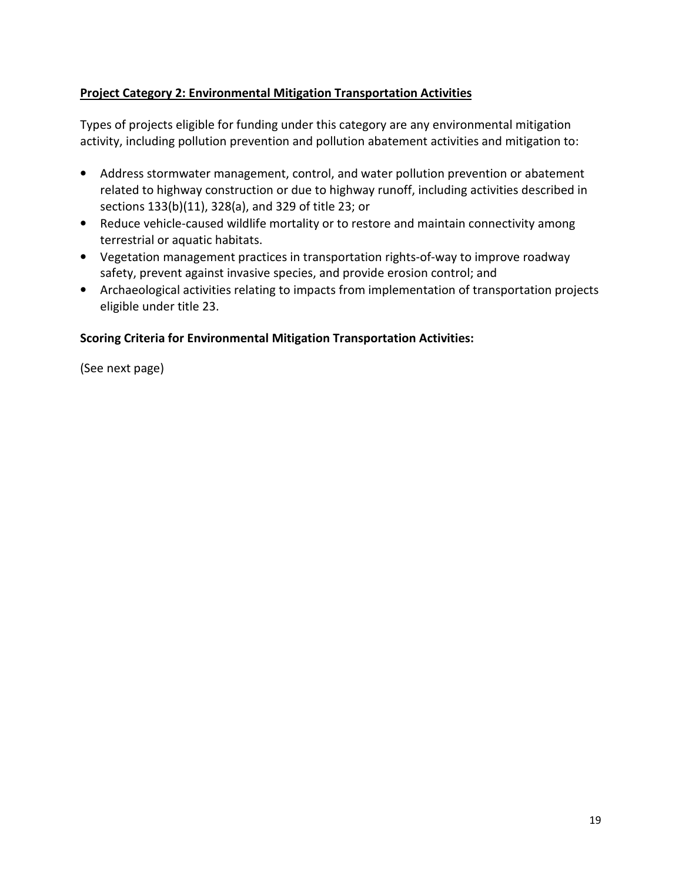**Project Category 2: Environmental Mitigation Transportation Activities**

Types of projects eligible for funding under this category are any environmental mitigation activity, including pollution prevention and pollution abatement activities and mitigation to:

- Address stormwater management, control, and water pollution prevention or abatement related to highway construction or due to highway runoff, including activities described in sections 133(b)(11), 328(a), and 329 of title 23; or
- Reduce vehicle-caused wildlife mortality or to restore and maintain connectivity among terrestrial or aquatic habitats.
- Vegetation management practices in transportation rights-of-way to improve roadway safety, prevent against invasive species, and provide erosion control; and
- Archaeological activities relating to impacts from implementation of transportation projects eligible under title 23.

**Scoring Criteria for Environmental Mitigation Transportation Activities:**

(See next page)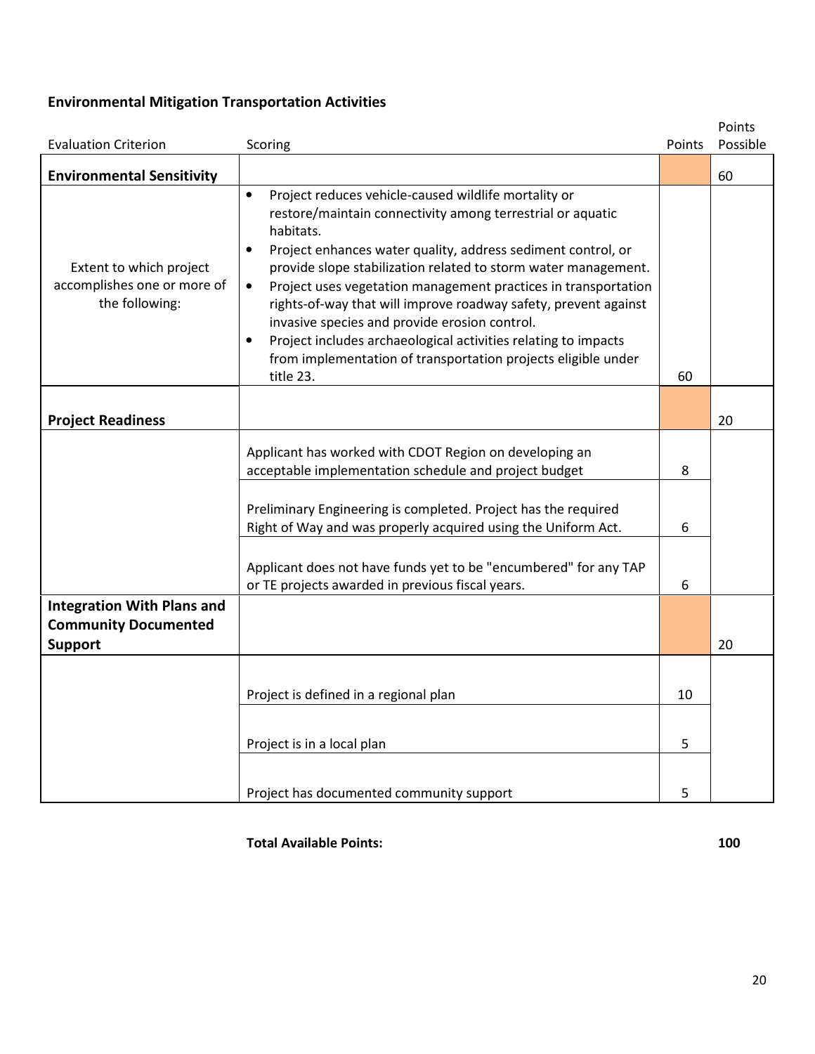## Environmental Mitigation Transportation Activities

| Evaluation Criterion | Scoring | Points | Points Possible |
|---|---|---|---|
| **Environmental Sensitivity** | | | 60 |
| Extent to which project accomplishes one or more of the following: | • Project reduces vehicle-caused wildlife mortality or restore/maintain connectivity among terrestrial or aquatic habitats.<br>• Project enhances water quality, address sediment control, or provide slope stabilization related to storm water management.<br>• Project uses vegetation management practices in transportation rights-of-way that will improve roadway safety, prevent against invasive species and provide erosion control.<br>• Project includes archaeological activities relating to impacts from implementation of transportation projects eligible under title 23. | 60 | |
| **Project Readiness** | | | 20 |
| | Applicant has worked with CDOT Region on developing an acceptable implementation schedule and project budget | 8 | |
| | Preliminary Engineering is completed. Project has the required Right of Way and was properly acquired using the Uniform Act. | 6 | |
| | Applicant does not have funds yet to be "encumbered" for any TAP or TE projects awarded in previous fiscal years. | 6 | |
| **Integration With Plans and Community Documented Support** | | | 20 |
| | Project is defined in a regional plan | 10 | |
| | Project is in a local plan | 5 | |
| | Project has documented community support | 5 | |

**Total Available Points:** **100**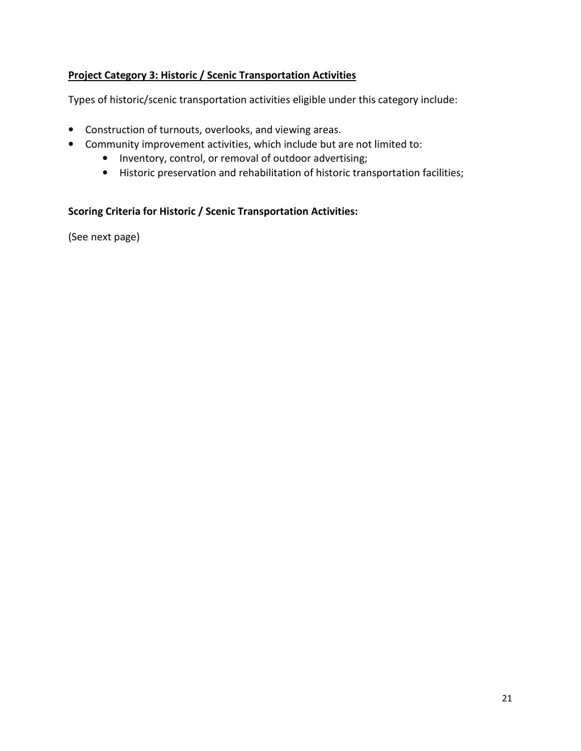**Project Category 3: Historic / Scenic Transportation Activities**

Types of historic/scenic transportation activities eligible under this category include:

- Construction of turnouts, overlooks, and viewing areas.
- Community improvement activities, which include but are not limited to:
  - Inventory, control, or removal of outdoor advertising;
  - Historic preservation and rehabilitation of historic transportation facilities;

**Scoring Criteria for Historic / Scenic Transportation Activities:**

(See next page)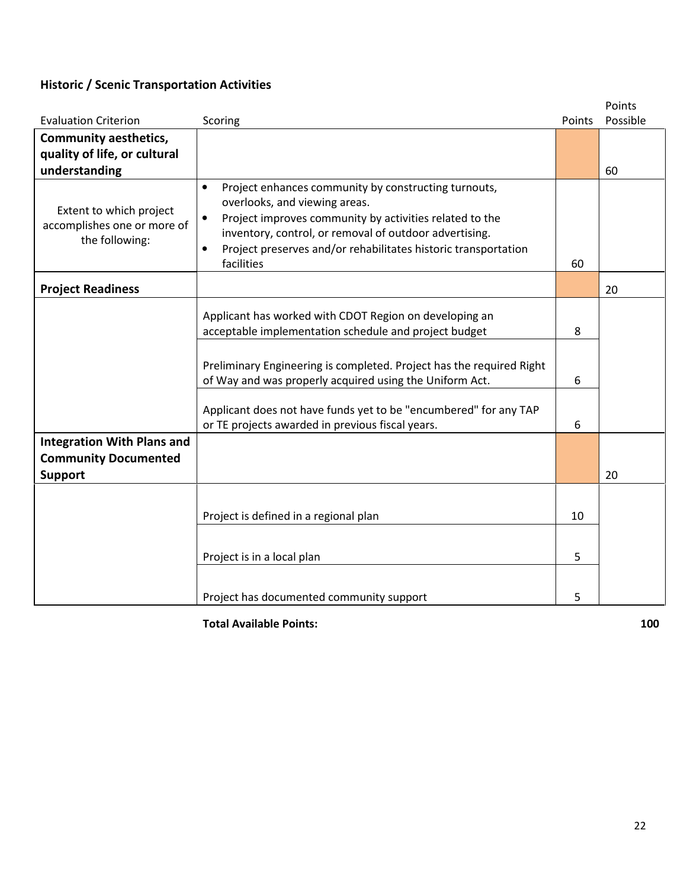### Historic / Scenic Transportation Activities

| Evaluation Criterion | Scoring | Points | Points Possible |
|---|---|---|---|
| **Community aesthetics, quality of life, or cultural understanding** | | | 60 |
| Extent to which project accomplishes one or more of the following: | • Project enhances community by constructing turnouts, overlooks, and viewing areas.<br>• Project improves community by activities related to the inventory, control, or removal of outdoor advertising.<br>• Project preserves and/or rehabilitates historic transportation facilities | 60 | |
| **Project Readiness** | | | 20 |
| | Applicant has worked with CDOT Region on developing an acceptable implementation schedule and project budget | 8 | |
| | Preliminary Engineering is completed. Project has the required Right of Way and was properly acquired using the Uniform Act. | 6 | |
| | Applicant does not have funds yet to be "encumbered" for any TAP or TE projects awarded in previous fiscal years. | 6 | |
| **Integration With Plans and Community Documented Support** | | | 20 |
| | Project is defined in a regional plan | 10 | |
| | Project is in a local plan | 5 | |
| | Project has documented community support | 5 | |
| | **Total Available Points:** | | **100** |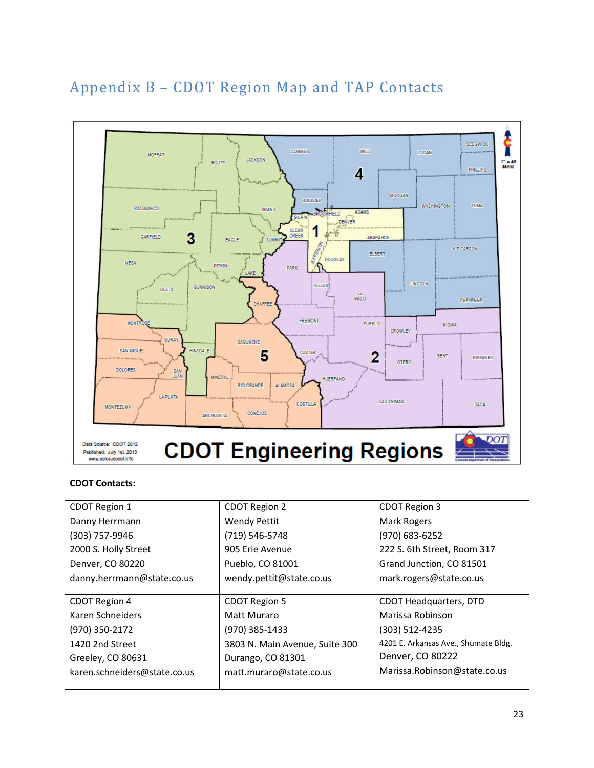# Appendix B – CDOT Region Map and TAP Contacts

**CDOT Contacts:**

| | | |
|---|---|---|
| CDOT Region 1<br>Danny Herrmann<br>(303) 757-9946<br>2000 S. Holly Street<br>Denver, CO 80220<br>danny.herrmann@state.co.us | CDOT Region 2<br>Wendy Pettit<br>(719) 546-5748<br>905 Erie Avenue<br>Pueblo, CO 81001<br>wendy.pettit@state.co.us | CDOT Region 3<br>Mark Rogers<br>(970) 683-6252<br>222 S. 6th Street, Room 317<br>Grand Junction, CO 81501<br>mark.rogers@state.co.us |
| CDOT Region 4<br>Karen Schneiders<br>(970) 350-2172<br>1420 2nd Street<br>Greeley, CO 80631<br>karen.schneiders@state.co.us | CDOT Region 5<br>Matt Muraro<br>(970) 385-1433<br>3803 N. Main Avenue, Suite 300<br>Durango, CO 81301<br>matt.muraro@state.co.us | CDOT Headquarters, DTD<br>Marissa Robinson<br>(303) 512-4235<br>4201 E. Arkansas Ave., Shumate Bldg.<br>Denver, CO 80222<br>Marissa.Robinson@state.co.us |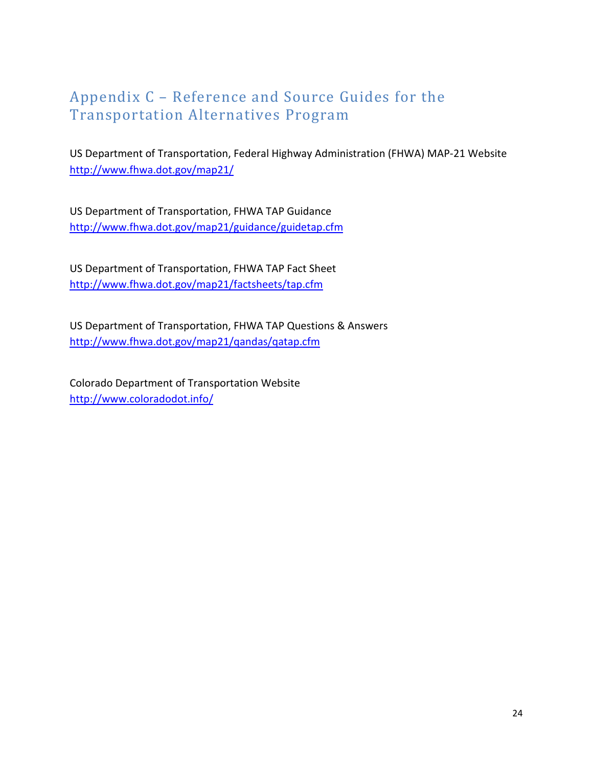# Appendix C – Reference and Source Guides for the Transportation Alternatives Program

US Department of Transportation, Federal Highway Administration (FHWA) MAP-21 Website
http://www.fhwa.dot.gov/map21/

US Department of Transportation, FHWA TAP Guidance
http://www.fhwa.dot.gov/map21/guidance/guidetap.cfm

US Department of Transportation, FHWA TAP Fact Sheet
http://www.fhwa.dot.gov/map21/factsheets/tap.cfm

US Department of Transportation, FHWA TAP Questions & Answers
http://www.fhwa.dot.gov/map21/qandas/qatap.cfm

Colorado Department of Transportation Website
http://www.coloradodot.info/